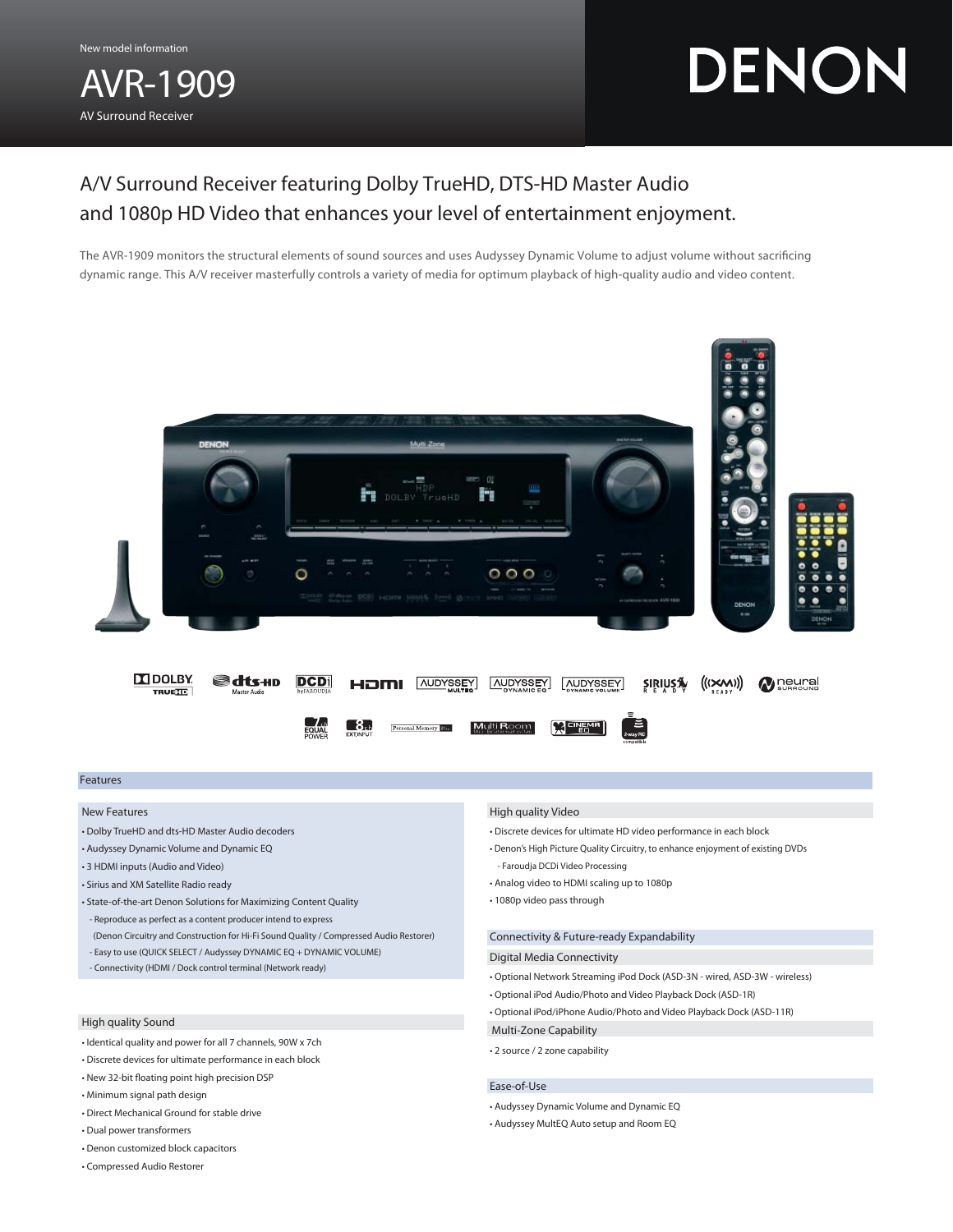New model information

# AVR-1909

AV Surround Receiver

DENON

## A/V Surround Receiver featuring Dolby TrueHD, DTS-HD Master Audio and 1080p HD Video that enhances your level of entertainment enjoyment.

The AVR-1909 monitors the structural elements of sound sources and uses Audyssey Dynamic Volume to adjust volume without sacrificing dynamic range. This A/V receiver masterfully controls a variety of media for optimum playback of high-quality audio and video content.

## Features

### New Features

- Dolby TrueHD and dts-HD Master Audio decoders
- Audyssey Dynamic Volume and Dynamic EQ
- 3 HDMI inputs (Audio and Video)
- Sirius and XM Satellite Radio ready
- State-of-the-art Denon Solutions for Maximizing Content Quality
  - Reproduce as perfect as a content producer intend to express (Denon Circuitry and Construction for Hi-Fi Sound Quality / Compressed Audio Restorer)
  - Easy to use (QUICK SELECT / Audyssey DYNAMIC EQ + DYNAMIC VOLUME)
  - Connectivity (HDMI / Dock control terminal (Network ready)

### High quality Sound

- Identical quality and power for all 7 channels, 90W x 7ch
- Discrete devices for ultimate performance in each block
- New 32-bit floating point high precision DSP
- Minimum signal path design
- Direct Mechanical Ground for stable drive
- Dual power transformers
- Denon customized block capacitors
- Compressed Audio Restorer

### High quality Video

- Discrete devices for ultimate HD video performance in each block
- Denon's High Picture Quality Circuitry, to enhance enjoyment of existing DVDs
  - Faroudja DCDi Video Processing
- Analog video to HDMI scaling up to 1080p
- 1080p video pass through

### Connectivity & Future-ready Expandability

#### Digital Media Connectivity

- Optional Network Streaming iPod Dock (ASD-3N - wired, ASD-3W - wireless)
- Optional iPod Audio/Photo and Video Playback Dock (ASD-1R)
- Optional iPod/iPhone Audio/Photo and Video Playback Dock (ASD-11R)

#### Multi-Zone Capability

- 2 source / 2 zone capability

### Ease-of-Use

- Audyssey Dynamic Volume and Dynamic EQ
- Audyssey MultEQ Auto setup and Room EQ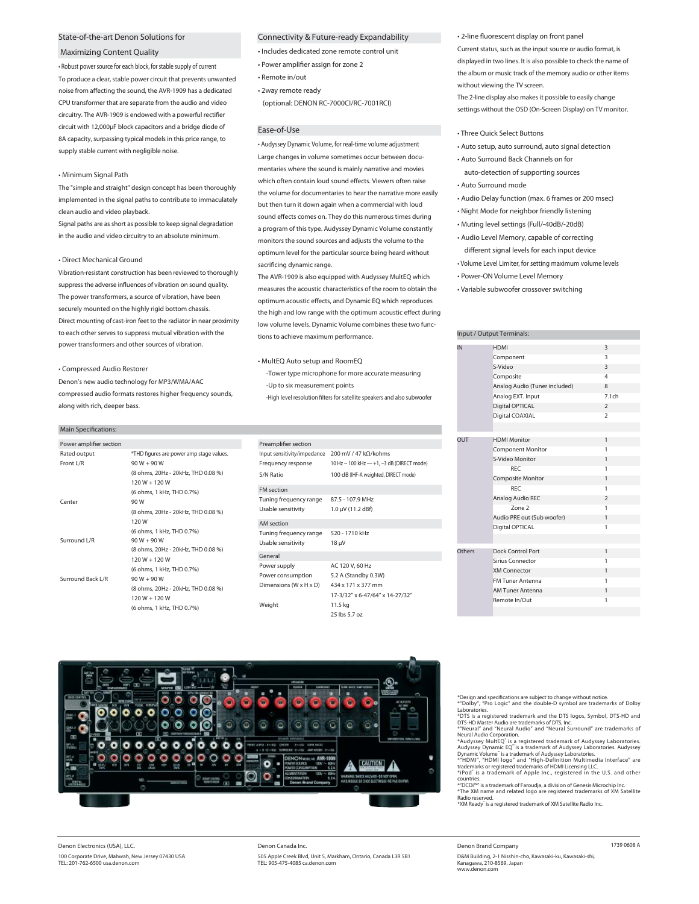## State-of-the-art Denon Solutions for Maximizing Content Quality

• Robust power source for each block, for stable supply of current

To produce a clear, stable power circuit that prevents unwanted noise from affecting the sound, the AVR-1909 has a dedicated CPU transformer that are separate from the audio and video circuitry. The AVR-1909 is endowed with a powerful rectifier circuit with 12,000µF block capacitors and a bridge diode of 8A capacity, surpassing typical models in this price range, to supply stable current with negligible noise.

• Minimum Signal Path

The "simple and straight" design concept has been thoroughly implemented in the signal paths to contribute to immaculately clean audio and video playback.
Signal paths are as short as possible to keep signal degradation in the audio and video circuitry to an absolute minimum.

• Direct Mechanical Ground

Vibration-resistant construction has been reviewed to thoroughly suppress the adverse influences of vibration on sound quality. The power transformers, a source of vibration, have been securely mounted on the highly rigid bottom chassis.
Direct mounting of cast-iron feet to the radiator in near proximity to each other serves to suppress mutual vibration with the power transformers and other sources of vibration.

• Compressed Audio Restorer

Denon's new audio technology for MP3/WMA/AAC compressed audio formats restores higher frequency sounds, along with rich, deeper bass.

## Connectivity & Future-ready Expandability

• Includes dedicated zone remote control unit
• Power amplifier assign for zone 2
• Remote in/out
• 2way remote ready
  (optional: DENON RC-7000CI/RC-7001RCI)

## Ease-of-Use

• Audyssey Dynamic Volume, for real-time volume adjustment

Large changes in volume sometimes occur between documentaries where the sound is mainly narrative and movies which often contain loud sound effects. Viewers often raise the volume for documentaries to hear the narrative more easily but then turn it down again when a commercial with loud sound effects comes on. They do this numerous times during a program of this type. Audyssey Dynamic Volume constantly monitors the sound sources and adjusts the volume to the optimum level for the particular source being heard without sacrificing dynamic range.
The AVR-1909 is also equipped with Audyssey MultEQ which measures the acoustic characteristics of the room to obtain the optimum acoustic effects, and Dynamic EQ which reproduces the high and low range with the optimum acoustic effect during low volume levels. Dynamic Volume combines these two functions to achieve maximum performance.

• MultEQ Auto setup and RoomEQ
  -Tower type microphone for more accurate measuring
  -Up to six measurement points
  -High level resolution filters for satellite speakers and also subwoofer

• 2-line fluorescent display on front panel

Current status, such as the input source or audio format, is displayed in two lines. It is also possible to check the name of the album or music track of the memory audio or other items without viewing the TV screen.
The 2-line display also makes it possible to easily change settings without the OSD (On-Screen Display) on TV monitor.

• Three Quick Select Buttons
• Auto setup, auto surround, auto signal detection
• Auto Surround Back Channels on for auto-detection of supporting sources
• Auto Surround mode
• Audio Delay function (max. 6 frames or 200 msec)
• Night Mode for neighbor friendly listening
• Muting level settings (Full/-40dB/-20dB)
• Audio Level Memory, capable of correcting different signal levels for each input device
• Volume Level Limiter, for setting maximum volume levels
• Power-ON Volume Level Memory
• Variable subwoofer crossover switching

## Input / Output Terminals:

| | | |
|---|---|---|
| IN | HDMI | 3 |
| | Component | 3 |
| | S-Video | 3 |
| | Composite | 4 |
| | Analog Audio (Tuner included) | 8 |
| | Analog EXT. Input | 7.1ch |
| | Digital OPTICAL | 2 |
| | Digital COAXIAL | 2 |
| OUT | HDMI Monitor | 1 |
| | Component Monitor | 1 |
| | S-Video Monitor | 1 |
| | REC | 1 |
| | Composite Monitor | 1 |
| | REC | 1 |
| | Analog Audio REC | 2 |
| | Zone 2 | 1 |
| | Audio PRE out (Sub woofer) | 1 |
| | Digital OPTICAL | 1 |
| Others | Dock Control Port | 1 |
| | Sirius Connector | 1 |
| | XM Connector | 1 |
| | FM Tuner Antenna | 1 |
| | AM Tuner Antenna | 1 |
| | Remote In/Out | 1 |

## Main Specifications:

| Power amplifier section | |
|---|---|
| Rated output | *THD figures are power amp stage values. |
| Front L/R | 90 W + 90 W (8 ohms, 20Hz - 20kHz, THD 0.08 %) 120 W + 120 W (6 ohms, 1 kHz, THD 0.7%) |
| Center | 90 W (8 ohms, 20Hz - 20kHz, THD 0.08 %) 120 W (6 ohms, 1 kHz, THD 0.7%) |
| Surround L/R | 90 W + 90 W (8 ohms, 20Hz - 20kHz, THD 0.08 %) 120 W + 120 W (6 ohms, 1 kHz, THD 0.7%) |
| Surround Back L/R | 90 W + 90 W (8 ohms, 20Hz - 20kHz, THD 0.08 %) 120 W + 120 W (6 ohms, 1 kHz, THD 0.7%) |

| Preamplifier section | |
|---|---|
| Input sensitivity/impedance | 200 mV / 47 kΩ/kohms |
| Frequency response | 10 Hz ~ 100 kHz — +1, –3 dB (DIRECT mode) |
| S/N Ratio | 100 dB (IHF-A weighted, DIRECT mode) |
| **FM section** | |
| Tuning frequency range | 87.5 - 107.9 MHz |
| Usable sensitivity | 1.0 µV (11.2 dBf) |
| **AM section** | |
| Tuning frequency range | 520 - 1710 kHz |
| Usable sensitivity | 18 µV |
| **General** | |
| Power supply | AC 120 V, 60 Hz |
| Power consumption | 5.2 A (Standby 0.3W) |
| Dimensions (W x H x D) | 434 x 171 x 377 mm 17-3/32" x 6-47/64" x 14-27/32" |
| Weight | 11.5 kg 25 lbs 5.7 oz |

*Design and specifications are subject to change without notice.
*"Dolby", "Pro Logic" and the double-D symbol are trademarks of Dolby Laboratories.
*DTS is a registered trademark and the DTS logos, Symbol, DTS-HD and DTS-HD Master Audio are trademarks of DTS, Inc.
*"Neural" and "Neural Audio" and "Neural Surround" are trademarks of Neural Audio Corporation.
*Audyssey MultEQ® is a registered trademark of Audyssey Laboratories. Audyssey Dynamic EQ™ is a trademark of Audyssey Laboratories. Audyssey Dynamic Volume™ is a trademark of Audyssey Laboratories.
*"HDMI", "HDMI logo" and "High-Definition Multimedia Interface" are trademarks or registered trademarks of HDMI Licensing LLC.
*iPod® is a trademark of Apple Inc., registered in the U.S. and other countries.
*"DCDi™" is a trademark of Faroudja, a division of Genesis Microchip Inc.
*The XM name and related logo are registered trademarks of XM Satellite Radio reserved.
*XM Ready® is a registered trademark of XM Satellite Radio Inc.

Denon Electronics (USA), LLC.
100 Corporate Drive, Mahwah, New Jersey 07430 USA
TEL: 201-762-6500 usa.denon.com

Denon Canada Inc.
505 Apple Creek Blvd, Unit 5, Markham, Ontario, Canada L3R 5B1
TEL: 905-475-4085 ca.denon.com

Denon Brand Company
D&M Building, 2-1 Nisshin-cho, Kawasaki-ku, Kawasaki-shi, Kanagawa, 210-8569, Japan
www.denon.com

1739 0608 A